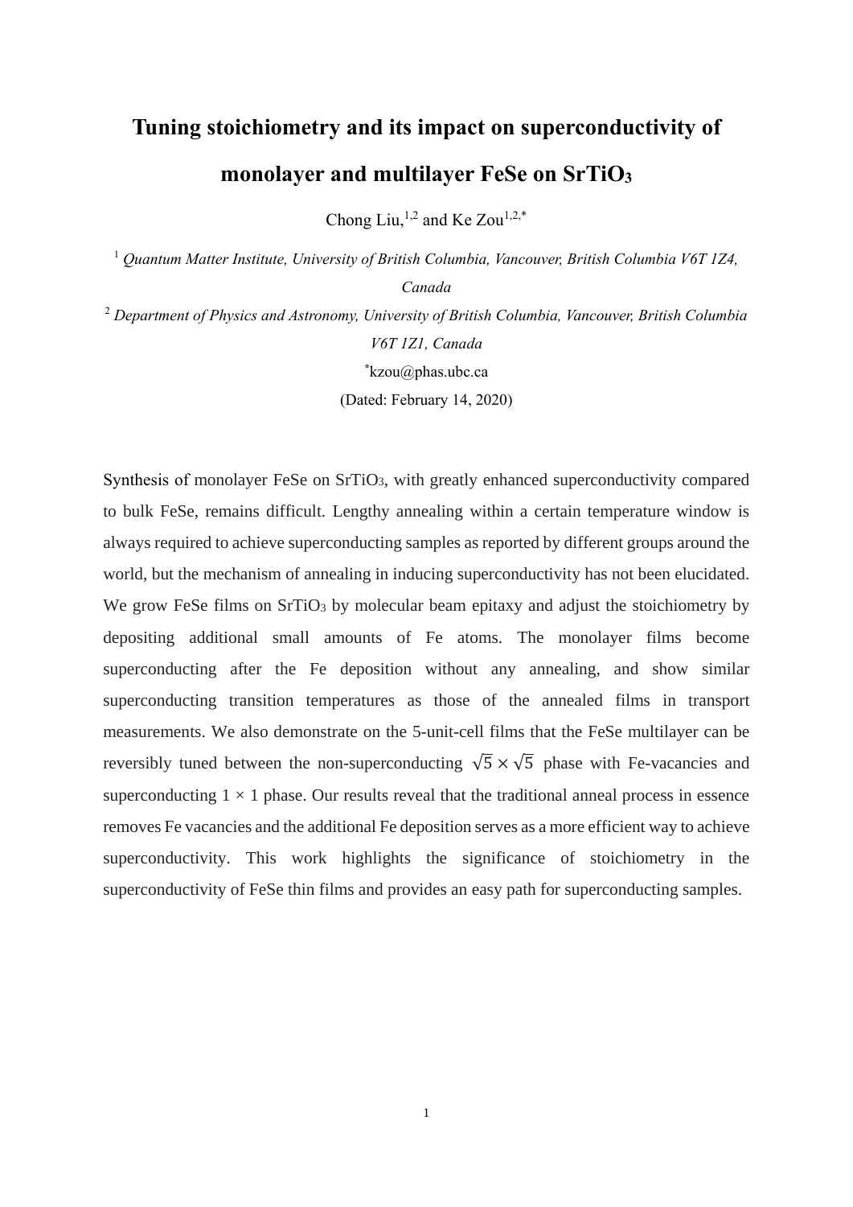# Tuning stoichiometry and its impact on superconductivity of monolayer and multilayer FeSe on $SrTiO_3$

Chong Liu,[1,2] and Ke Zou[1,2,*]

[1] *Quantum Matter Institute, University of British Columbia, Vancouver, British Columbia V6T 1Z4, Canada*

[2] *Department of Physics and Astronomy, University of British Columbia, Vancouver, British Columbia V6T 1Z1, Canada*

[*] kzou@phas.ubc.ca

(Dated: February 14, 2020)

Synthesis of monolayer FeSe on $SrTiO_3$, with greatly enhanced superconductivity compared to bulk FeSe, remains difficult. Lengthy annealing within a certain temperature window is always required to achieve superconducting samples as reported by different groups around the world, but the mechanism of annealing in inducing superconductivity has not been elucidated. We grow FeSe films on $SrTiO_3$ by molecular beam epitaxy and adjust the stoichiometry by depositing additional small amounts of Fe atoms. The monolayer films become superconducting after the Fe deposition without any annealing, and show similar superconducting transition temperatures as those of the annealed films in transport measurements. We also demonstrate on the 5-unit-cell films that the FeSe multilayer can be reversibly tuned between the non-superconducting $\sqrt{5} \times \sqrt{5}$ phase with Fe-vacancies and superconducting $1 \times 1$ phase. Our results reveal that the traditional anneal process in essence removes Fe vacancies and the additional Fe deposition serves as a more efficient way to achieve superconductivity. This work highlights the significance of stoichiometry in the superconductivity of FeSe thin films and provides an easy path for superconducting samples.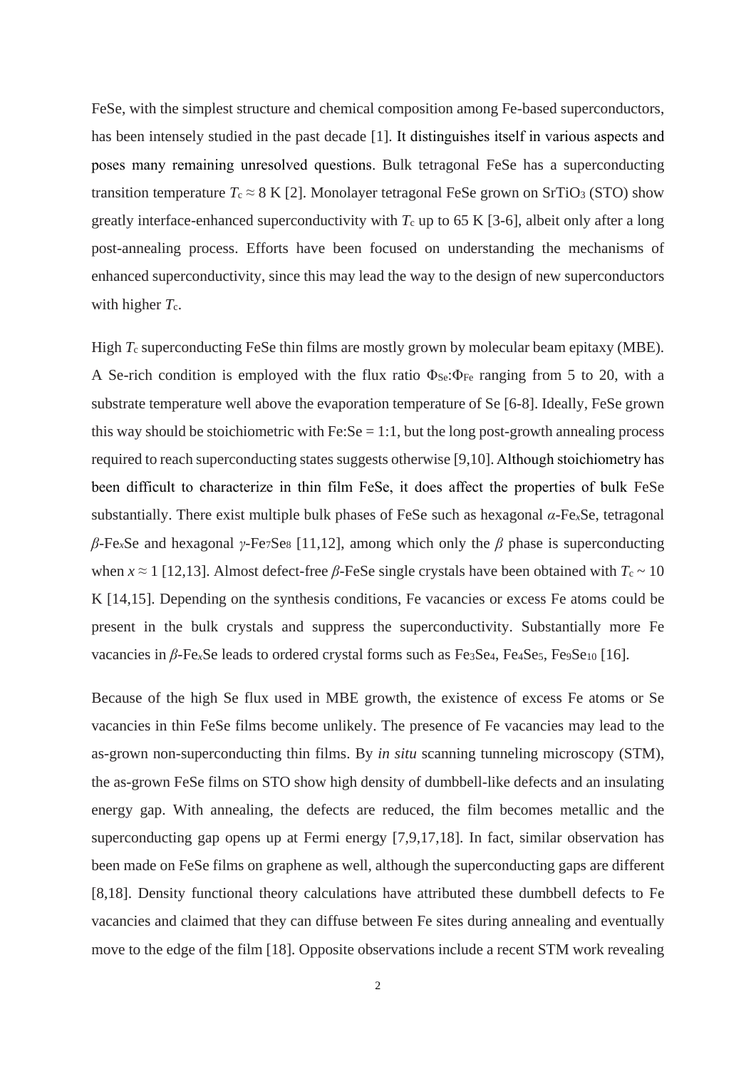FeSe, with the simplest structure and chemical composition among Fe-based superconductors, has been intensely studied in the past decade [1]. It distinguishes itself in various aspects and poses many remaining unresolved questions. Bulk tetragonal FeSe has a superconducting transition temperature $T_c \approx 8$ K [2]. Monolayer tetragonal FeSe grown on $SrTiO_3$ (STO) show greatly interface-enhanced superconductivity with $T_c$ up to 65 K [3-6], albeit only after a long post-annealing process. Efforts have been focused on understanding the mechanisms of enhanced superconductivity, since this may lead the way to the design of new superconductors with higher $T_c$.

High $T_c$ superconducting FeSe thin films are mostly grown by molecular beam epitaxy (MBE). A Se-rich condition is employed with the flux ratio $\Phi_{Se}$:$\Phi_{Fe}$ ranging from 5 to 20, with a substrate temperature well above the evaporation temperature of Se [6-8]. Ideally, FeSe grown this way should be stoichiometric with Fe:Se = 1:1, but the long post-growth annealing process required to reach superconducting states suggests otherwise [9,10]. Although stoichiometry has been difficult to characterize in thin film FeSe, it does affect the properties of bulk FeSe substantially. There exist multiple bulk phases of FeSe such as hexagonal $\alpha$-$Fe_xSe$, tetragonal $\beta$-$Fe_xSe$ and hexagonal $\gamma$-$Fe_7Se_8$ [11,12], among which only the $\beta$ phase is superconducting when $x \approx 1$ [12,13]. Almost defect-free $\beta$-FeSe single crystals have been obtained with $T_c \sim 10$ K [14,15]. Depending on the synthesis conditions, Fe vacancies or excess Fe atoms could be present in the bulk crystals and suppress the superconductivity. Substantially more Fe vacancies in $\beta$-$Fe_xSe$ leads to ordered crystal forms such as $Fe_3Se_4$, $Fe_4Se_5$, $Fe_9Se_{10}$ [16].

Because of the high Se flux used in MBE growth, the existence of excess Fe atoms or Se vacancies in thin FeSe films become unlikely. The presence of Fe vacancies may lead to the as-grown non-superconducting thin films. By *in situ* scanning tunneling microscopy (STM), the as-grown FeSe films on STO show high density of dumbbell-like defects and an insulating energy gap. With annealing, the defects are reduced, the film becomes metallic and the superconducting gap opens up at Fermi energy [7,9,17,18]. In fact, similar observation has been made on FeSe films on graphene as well, although the superconducting gaps are different [8,18]. Density functional theory calculations have attributed these dumbbell defects to Fe vacancies and claimed that they can diffuse between Fe sites during annealing and eventually move to the edge of the film [18]. Opposite observations include a recent STM work revealing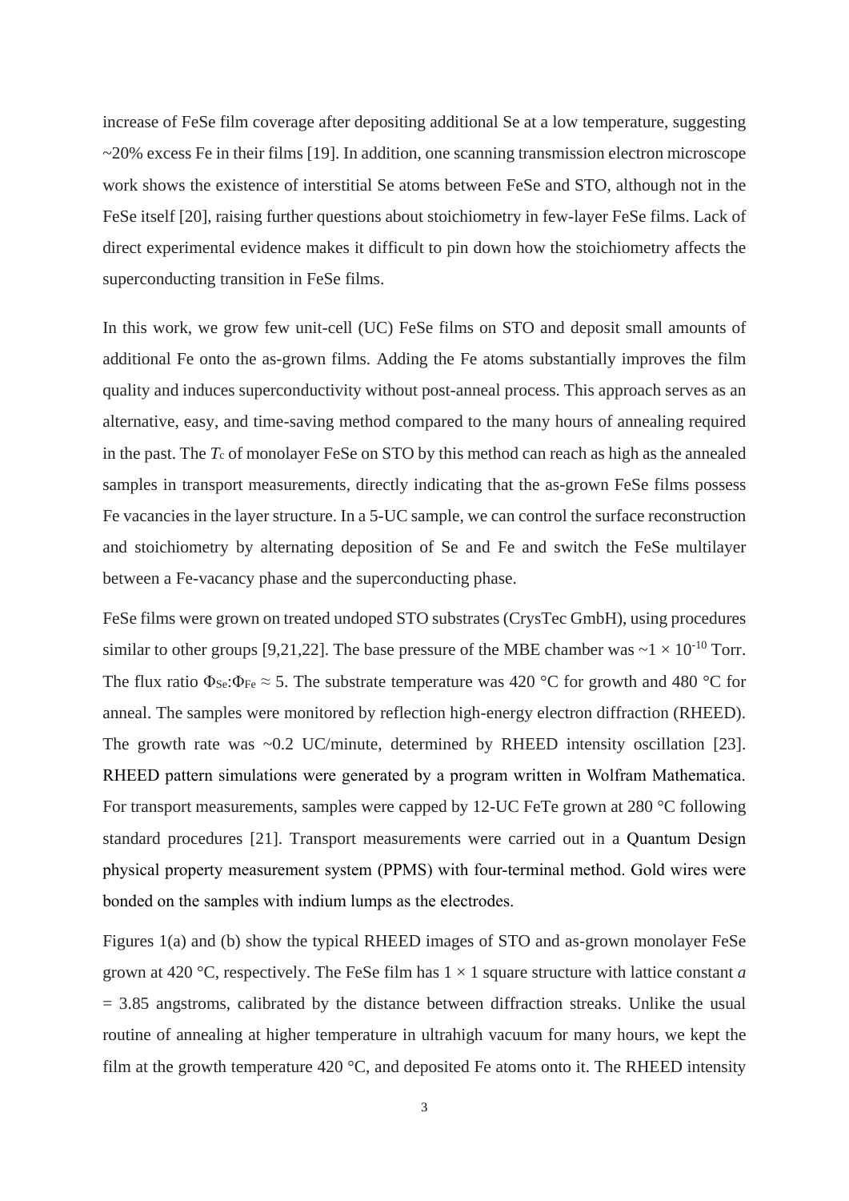increase of FeSe film coverage after depositing additional Se at a low temperature, suggesting ~20% excess Fe in their films [19]. In addition, one scanning transmission electron microscope work shows the existence of interstitial Se atoms between FeSe and STO, although not in the FeSe itself [20], raising further questions about stoichiometry in few-layer FeSe films. Lack of direct experimental evidence makes it difficult to pin down how the stoichiometry affects the superconducting transition in FeSe films.

In this work, we grow few unit-cell (UC) FeSe films on STO and deposit small amounts of additional Fe onto the as-grown films. Adding the Fe atoms substantially improves the film quality and induces superconductivity without post-anneal process. This approach serves as an alternative, easy, and time-saving method compared to the many hours of annealing required in the past. The $T_c$ of monolayer FeSe on STO by this method can reach as high as the annealed samples in transport measurements, directly indicating that the as-grown FeSe films possess Fe vacancies in the layer structure. In a 5-UC sample, we can control the surface reconstruction and stoichiometry by alternating deposition of Se and Fe and switch the FeSe multilayer between a Fe-vacancy phase and the superconducting phase.

FeSe films were grown on treated undoped STO substrates (CrysTec GmbH), using procedures similar to other groups [9,21,22]. The base pressure of the MBE chamber was $\sim 1 \times 10^{-10}$ Torr. The flux ratio $\Phi_{Se}:\Phi_{Fe} \approx 5$. The substrate temperature was 420 °C for growth and 480 °C for anneal. The samples were monitored by reflection high-energy electron diffraction (RHEED). The growth rate was ~0.2 UC/minute, determined by RHEED intensity oscillation [23]. RHEED pattern simulations were generated by a program written in Wolfram Mathematica. For transport measurements, samples were capped by 12-UC FeTe grown at 280 °C following standard procedures [21]. Transport measurements were carried out in a Quantum Design physical property measurement system (PPMS) with four-terminal method. Gold wires were bonded on the samples with indium lumps as the electrodes.

Figures 1(a) and (b) show the typical RHEED images of STO and as-grown monolayer FeSe grown at 420 °C, respectively. The FeSe film has $1 \times 1$ square structure with lattice constant $a$ = 3.85 angstroms, calibrated by the distance between diffraction streaks. Unlike the usual routine of annealing at higher temperature in ultrahigh vacuum for many hours, we kept the film at the growth temperature 420 °C, and deposited Fe atoms onto it. The RHEED intensity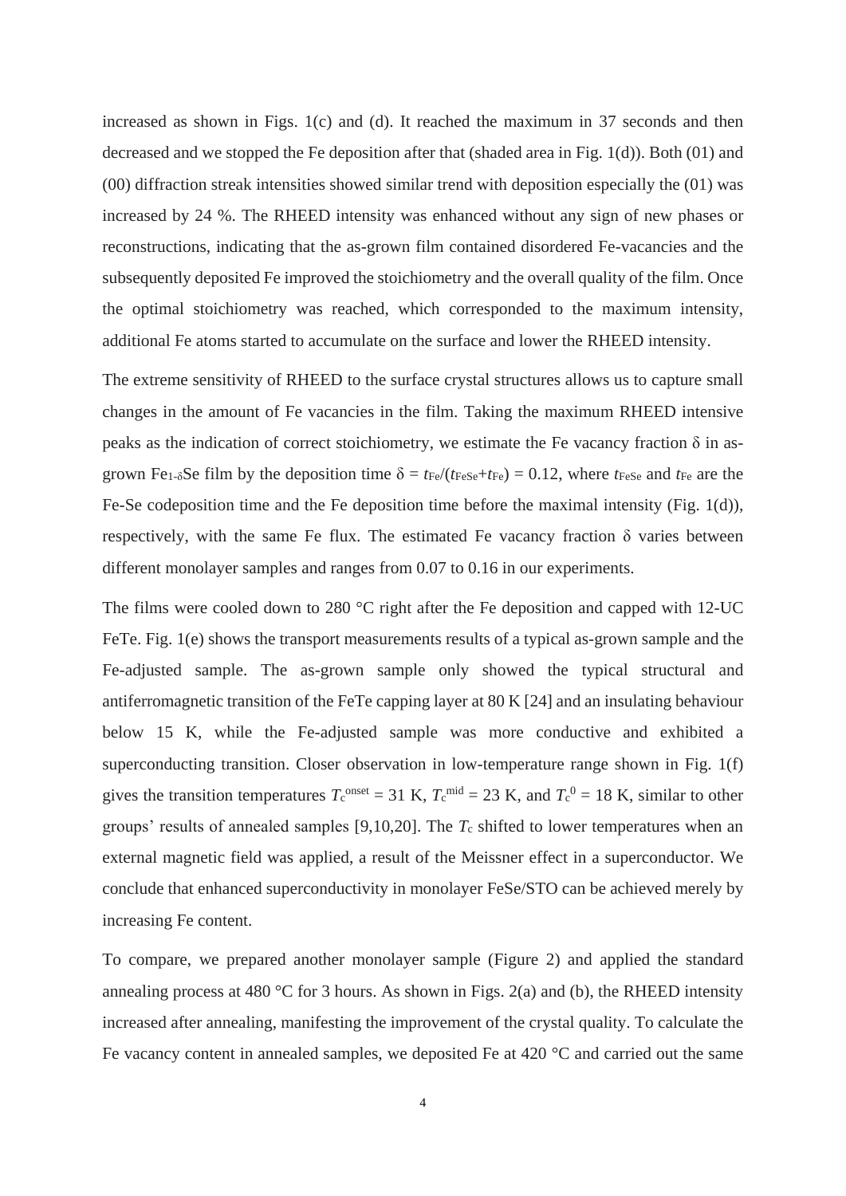increased as shown in Figs. 1(c) and (d). It reached the maximum in 37 seconds and then decreased and we stopped the Fe deposition after that (shaded area in Fig. 1(d)). Both (01) and (00) diffraction streak intensities showed similar trend with deposition especially the (01) was increased by 24 %. The RHEED intensity was enhanced without any sign of new phases or reconstructions, indicating that the as-grown film contained disordered Fe-vacancies and the subsequently deposited Fe improved the stoichiometry and the overall quality of the film. Once the optimal stoichiometry was reached, which corresponded to the maximum intensity, additional Fe atoms started to accumulate on the surface and lower the RHEED intensity.

The extreme sensitivity of RHEED to the surface crystal structures allows us to capture small changes in the amount of Fe vacancies in the film. Taking the maximum RHEED intensive peaks as the indication of correct stoichiometry, we estimate the Fe vacancy fraction $\delta$ in as-grown $Fe_{1-\delta}Se$ film by the deposition time $\delta = t_{Fe}/(t_{FeSe}+t_{Fe}) = 0.12$, where $t_{FeSe}$ and $t_{Fe}$ are the Fe-Se codeposition time and the Fe deposition time before the maximal intensity (Fig. 1(d)), respectively, with the same Fe flux. The estimated Fe vacancy fraction $\delta$ varies between different monolayer samples and ranges from 0.07 to 0.16 in our experiments.

The films were cooled down to 280 °C right after the Fe deposition and capped with 12-UC FeTe. Fig. 1(e) shows the transport measurements results of a typical as-grown sample and the Fe-adjusted sample. The as-grown sample only showed the typical structural and antiferromagnetic transition of the FeTe capping layer at 80 K [24] and an insulating behaviour below 15 K, while the Fe-adjusted sample was more conductive and exhibited a superconducting transition. Closer observation in low-temperature range shown in Fig. 1(f) gives the transition temperatures $T_c^{onset} = 31$ K, $T_c^{mid} = 23$ K, and $T_c^0 = 18$ K, similar to other groups' results of annealed samples [9,10,20]. The $T_c$ shifted to lower temperatures when an external magnetic field was applied, a result of the Meissner effect in a superconductor. We conclude that enhanced superconductivity in monolayer FeSe/STO can be achieved merely by increasing Fe content.

To compare, we prepared another monolayer sample (Figure 2) and applied the standard annealing process at 480 °C for 3 hours. As shown in Figs. 2(a) and (b), the RHEED intensity increased after annealing, manifesting the improvement of the crystal quality. To calculate the Fe vacancy content in annealed samples, we deposited Fe at 420 °C and carried out the same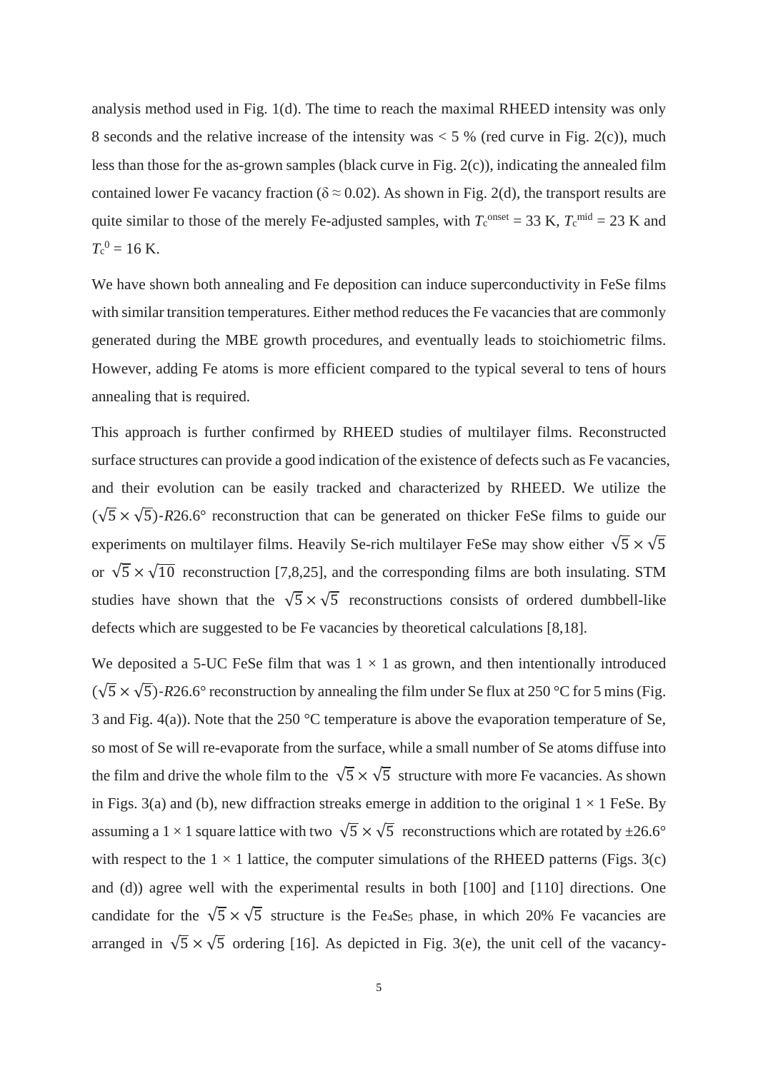analysis method used in Fig. 1(d). The time to reach the maximal RHEED intensity was only 8 seconds and the relative increase of the intensity was < 5 % (red curve in Fig. 2(c)), much less than those for the as-grown samples (black curve in Fig. 2(c)), indicating the annealed film contained lower Fe vacancy fraction ($\delta \approx 0.02$). As shown in Fig. 2(d), the transport results are quite similar to those of the merely Fe-adjusted samples, with $T_c^{onset}$ = 33 K, $T_c^{mid}$ = 23 K and $T_c^0$ = 16 K.

We have shown both annealing and Fe deposition can induce superconductivity in FeSe films with similar transition temperatures. Either method reduces the Fe vacancies that are commonly generated during the MBE growth procedures, and eventually leads to stoichiometric films. However, adding Fe atoms is more efficient compared to the typical several to tens of hours annealing that is required.

This approach is further confirmed by RHEED studies of multilayer films. Reconstructed surface structures can provide a good indication of the existence of defects such as Fe vacancies, and their evolution can be easily tracked and characterized by RHEED. We utilize the $(\sqrt{5} \times \sqrt{5})$-*R*26.6° reconstruction that can be generated on thicker FeSe films to guide our experiments on multilayer films. Heavily Se-rich multilayer FeSe may show either $\sqrt{5} \times \sqrt{5}$ or $\sqrt{5} \times \sqrt{10}$ reconstruction [7,8,25], and the corresponding films are both insulating. STM studies have shown that the $\sqrt{5} \times \sqrt{5}$ reconstructions consists of ordered dumbbell-like defects which are suggested to be Fe vacancies by theoretical calculations [8,18].

We deposited a 5-UC FeSe film that was $1 \times 1$ as grown, and then intentionally introduced $(\sqrt{5} \times \sqrt{5})$-*R*26.6° reconstruction by annealing the film under Se flux at 250 °C for 5 mins (Fig. 3 and Fig. 4(a)). Note that the 250 °C temperature is above the evaporation temperature of Se, so most of Se will re-evaporate from the surface, while a small number of Se atoms diffuse into the film and drive the whole film to the $\sqrt{5} \times \sqrt{5}$ structure with more Fe vacancies. As shown in Figs. 3(a) and (b), new diffraction streaks emerge in addition to the original $1 \times 1$ FeSe. By assuming a $1 \times 1$ square lattice with two $\sqrt{5} \times \sqrt{5}$ reconstructions which are rotated by ±26.6° with respect to the $1 \times 1$ lattice, the computer simulations of the RHEED patterns (Figs. 3(c) and (d)) agree well with the experimental results in both [100] and [110] directions. One candidate for the $\sqrt{5} \times \sqrt{5}$ structure is the $Fe_4Se_5$ phase, in which 20% Fe vacancies are arranged in $\sqrt{5} \times \sqrt{5}$ ordering [16]. As depicted in Fig. 3(e), the unit cell of the vacancy-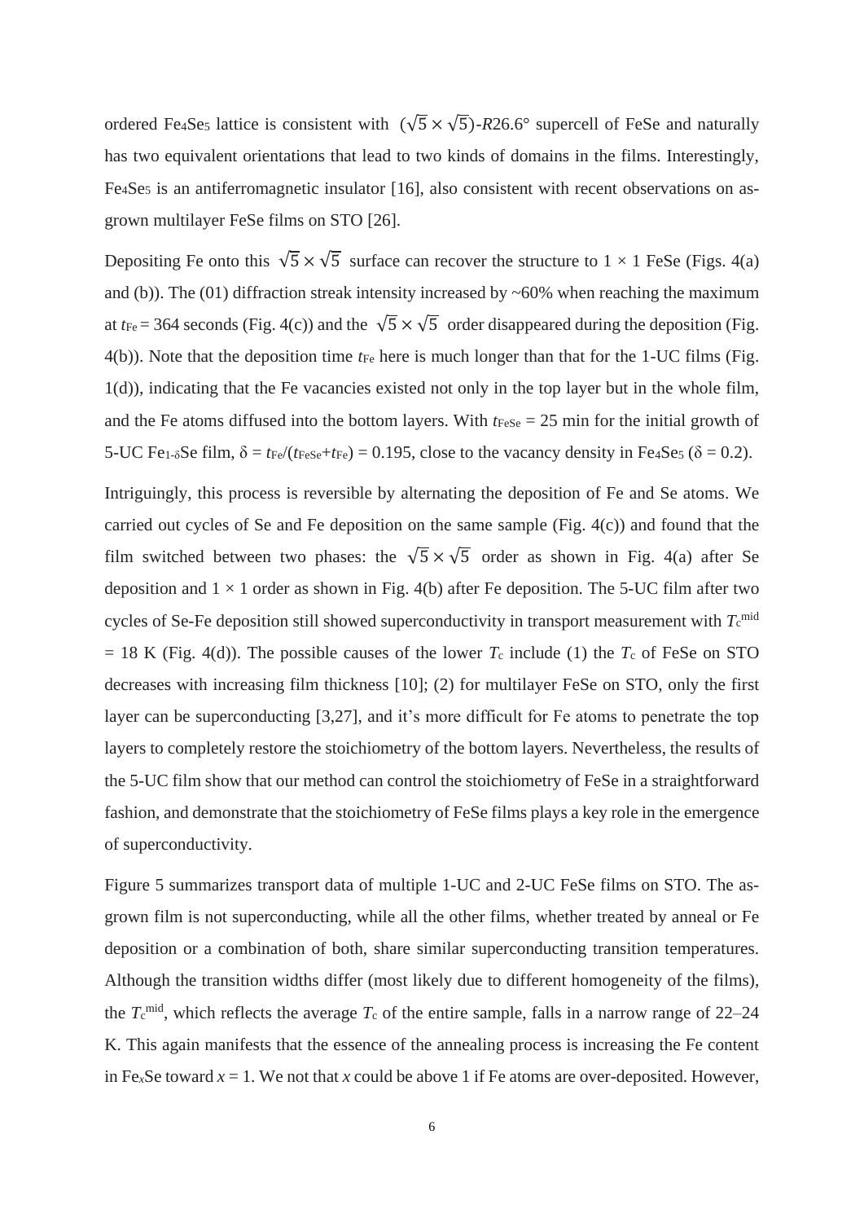ordered $Fe_4Se_5$ lattice is consistent with $(\sqrt{5} \times \sqrt{5})$-$R$26.6° supercell of FeSe and naturally has two equivalent orientations that lead to two kinds of domains in the films. Interestingly, $Fe_4Se_5$ is an antiferromagnetic insulator [16], also consistent with recent observations on as-grown multilayer FeSe films on STO [26].

Depositing Fe onto this $\sqrt{5} \times \sqrt{5}$ surface can recover the structure to 1 × 1 FeSe (Figs. 4(a) and (b)). The (01) diffraction streak intensity increased by ~60% when reaching the maximum at $t_{Fe}$ = 364 seconds (Fig. 4(c)) and the $\sqrt{5} \times \sqrt{5}$ order disappeared during the deposition (Fig. 4(b)). Note that the deposition time $t_{Fe}$ here is much longer than that for the 1-UC films (Fig. 1(d)), indicating that the Fe vacancies existed not only in the top layer but in the whole film, and the Fe atoms diffused into the bottom layers. With $t_{FeSe}$ = 25 min for the initial growth of 5-UC $Fe_{1-\delta}Se$ film, $\delta = t_{Fe}/(t_{FeSe}+t_{Fe}) = 0.195$, close to the vacancy density in $Fe_4Se_5$ ($\delta = 0.2$).

Intriguingly, this process is reversible by alternating the deposition of Fe and Se atoms. We carried out cycles of Se and Fe deposition on the same sample (Fig. 4(c)) and found that the film switched between two phases: the $\sqrt{5} \times \sqrt{5}$ order as shown in Fig. 4(a) after Se deposition and 1 × 1 order as shown in Fig. 4(b) after Fe deposition. The 5-UC film after two cycles of Se-Fe deposition still showed superconductivity in transport measurement with $T_c^{mid}$ = 18 K (Fig. 4(d)). The possible causes of the lower $T_c$ include (1) the $T_c$ of FeSe on STO decreases with increasing film thickness [10]; (2) for multilayer FeSe on STO, only the first layer can be superconducting [3,27], and it's more difficult for Fe atoms to penetrate the top layers to completely restore the stoichiometry of the bottom layers. Nevertheless, the results of the 5-UC film show that our method can control the stoichiometry of FeSe in a straightforward fashion, and demonstrate that the stoichiometry of FeSe films plays a key role in the emergence of superconductivity.

Figure 5 summarizes transport data of multiple 1-UC and 2-UC FeSe films on STO. The as-grown film is not superconducting, while all the other films, whether treated by anneal or Fe deposition or a combination of both, share similar superconducting transition temperatures. Although the transition widths differ (most likely due to different homogeneity of the films), the $T_c^{mid}$, which reflects the average $T_c$ of the entire sample, falls in a narrow range of 22–24 K. This again manifests that the essence of the annealing process is increasing the Fe content in $Fe_xSe$ toward $x = 1$. We not that $x$ could be above 1 if Fe atoms are over-deposited. However,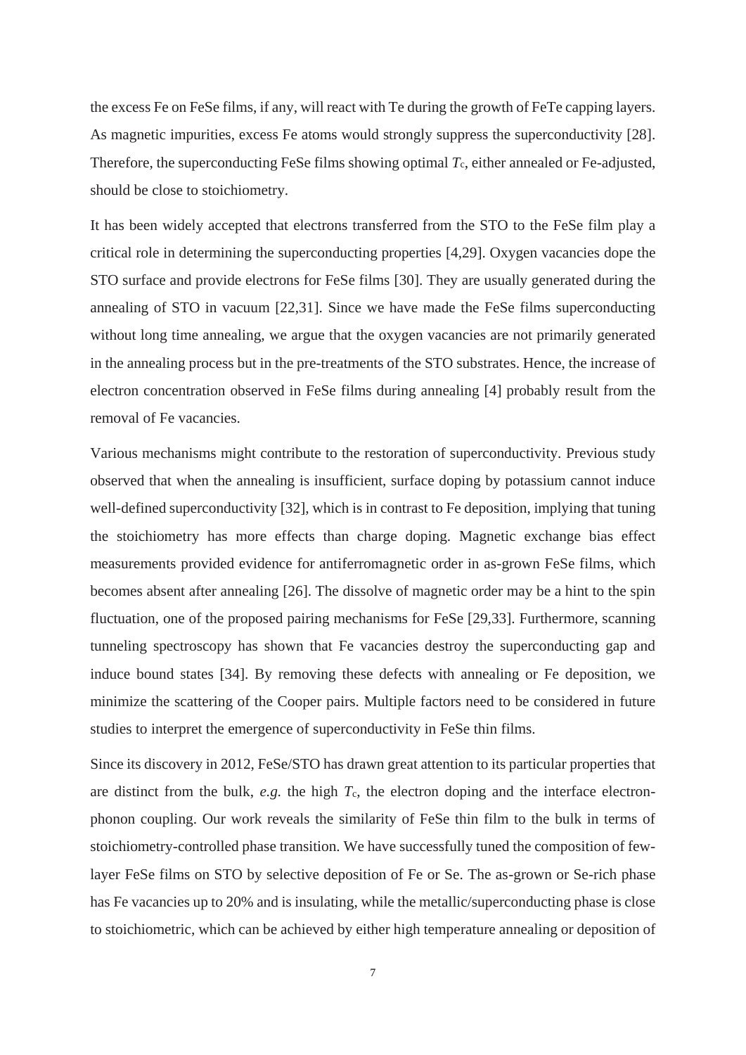the excess Fe on FeSe films, if any, will react with Te during the growth of FeTe capping layers. As magnetic impurities, excess Fe atoms would strongly suppress the superconductivity [28]. Therefore, the superconducting FeSe films showing optimal $T_c$, either annealed or Fe-adjusted, should be close to stoichiometry.

It has been widely accepted that electrons transferred from the STO to the FeSe film play a critical role in determining the superconducting properties [4,29]. Oxygen vacancies dope the STO surface and provide electrons for FeSe films [30]. They are usually generated during the annealing of STO in vacuum [22,31]. Since we have made the FeSe films superconducting without long time annealing, we argue that the oxygen vacancies are not primarily generated in the annealing process but in the pre-treatments of the STO substrates. Hence, the increase of electron concentration observed in FeSe films during annealing [4] probably result from the removal of Fe vacancies.

Various mechanisms might contribute to the restoration of superconductivity. Previous study observed that when the annealing is insufficient, surface doping by potassium cannot induce well-defined superconductivity [32], which is in contrast to Fe deposition, implying that tuning the stoichiometry has more effects than charge doping. Magnetic exchange bias effect measurements provided evidence for antiferromagnetic order in as-grown FeSe films, which becomes absent after annealing [26]. The dissolve of magnetic order may be a hint to the spin fluctuation, one of the proposed pairing mechanisms for FeSe [29,33]. Furthermore, scanning tunneling spectroscopy has shown that Fe vacancies destroy the superconducting gap and induce bound states [34]. By removing these defects with annealing or Fe deposition, we minimize the scattering of the Cooper pairs. Multiple factors need to be considered in future studies to interpret the emergence of superconductivity in FeSe thin films.

Since its discovery in 2012, FeSe/STO has drawn great attention to its particular properties that are distinct from the bulk, *e.g.* the high $T_c$, the electron doping and the interface electron-phonon coupling. Our work reveals the similarity of FeSe thin film to the bulk in terms of stoichiometry-controlled phase transition. We have successfully tuned the composition of few-layer FeSe films on STO by selective deposition of Fe or Se. The as-grown or Se-rich phase has Fe vacancies up to 20% and is insulating, while the metallic/superconducting phase is close to stoichiometric, which can be achieved by either high temperature annealing or deposition of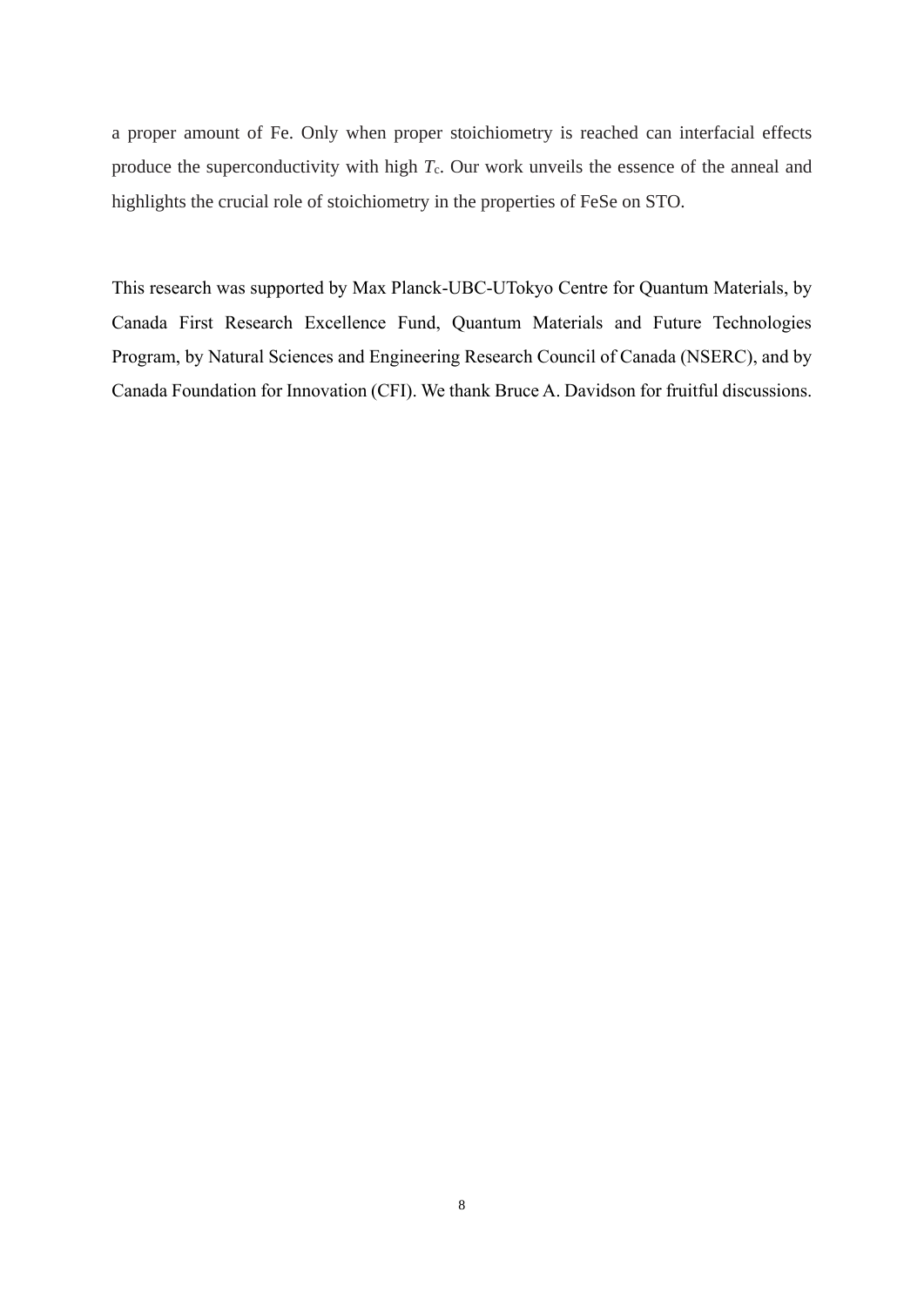a proper amount of Fe. Only when proper stoichiometry is reached can interfacial effects produce the superconductivity with high $T_c$. Our work unveils the essence of the anneal and highlights the crucial role of stoichiometry in the properties of FeSe on STO.

This research was supported by Max Planck-UBC-UTokyo Centre for Quantum Materials, by Canada First Research Excellence Fund, Quantum Materials and Future Technologies Program, by Natural Sciences and Engineering Research Council of Canada (NSERC), and by Canada Foundation for Innovation (CFI). We thank Bruce A. Davidson for fruitful discussions.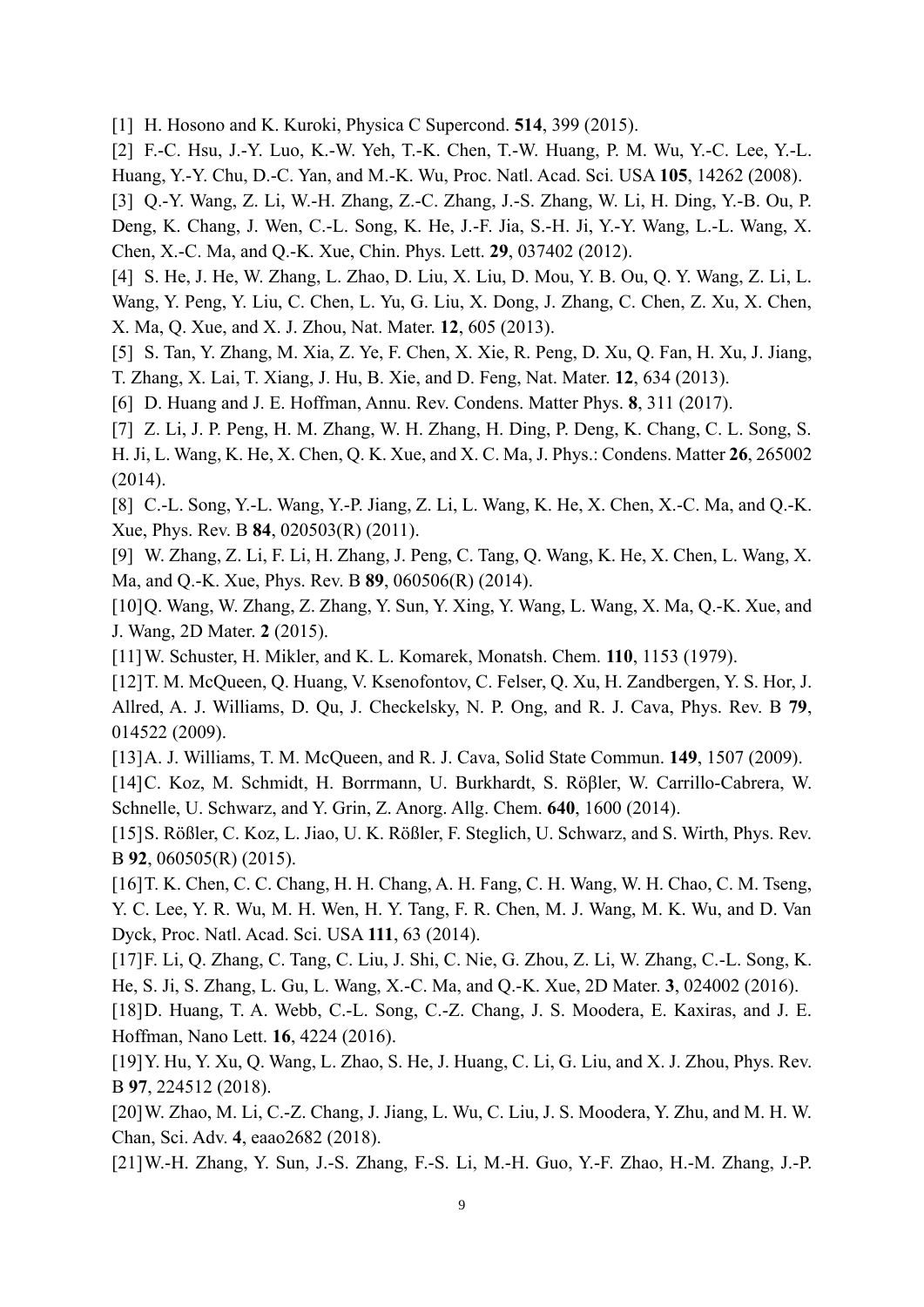[1] H. Hosono and K. Kuroki, Physica C Supercond. **514**, 399 (2015).

[2] F.-C. Hsu, J.-Y. Luo, K.-W. Yeh, T.-K. Chen, T.-W. Huang, P. M. Wu, Y.-C. Lee, Y.-L. Huang, Y.-Y. Chu, D.-C. Yan, and M.-K. Wu, Proc. Natl. Acad. Sci. USA **105**, 14262 (2008).

[3] Q.-Y. Wang, Z. Li, W.-H. Zhang, Z.-C. Zhang, J.-S. Zhang, W. Li, H. Ding, Y.-B. Ou, P. Deng, K. Chang, J. Wen, C.-L. Song, K. He, J.-F. Jia, S.-H. Ji, Y.-Y. Wang, L.-L. Wang, X. Chen, X.-C. Ma, and Q.-K. Xue, Chin. Phys. Lett. **29**, 037402 (2012).

[4] S. He, J. He, W. Zhang, L. Zhao, D. Liu, X. Liu, D. Mou, Y. B. Ou, Q. Y. Wang, Z. Li, L. Wang, Y. Peng, Y. Liu, C. Chen, L. Yu, G. Liu, X. Dong, J. Zhang, C. Chen, Z. Xu, X. Chen, X. Ma, Q. Xue, and X. J. Zhou, Nat. Mater. **12**, 605 (2013).

[5] S. Tan, Y. Zhang, M. Xia, Z. Ye, F. Chen, X. Xie, R. Peng, D. Xu, Q. Fan, H. Xu, J. Jiang, T. Zhang, X. Lai, T. Xiang, J. Hu, B. Xie, and D. Feng, Nat. Mater. **12**, 634 (2013).

[6] D. Huang and J. E. Hoffman, Annu. Rev. Condens. Matter Phys. **8**, 311 (2017).

[7] Z. Li, J. P. Peng, H. M. Zhang, W. H. Zhang, H. Ding, P. Deng, K. Chang, C. L. Song, S. H. Ji, L. Wang, K. He, X. Chen, Q. K. Xue, and X. C. Ma, J. Phys.: Condens. Matter **26**, 265002 (2014).

[8] C.-L. Song, Y.-L. Wang, Y.-P. Jiang, Z. Li, L. Wang, K. He, X. Chen, X.-C. Ma, and Q.-K. Xue, Phys. Rev. B **84**, 020503(R) (2011).

[9] W. Zhang, Z. Li, F. Li, H. Zhang, J. Peng, C. Tang, Q. Wang, K. He, X. Chen, L. Wang, X. Ma, and Q.-K. Xue, Phys. Rev. B **89**, 060506(R) (2014).

[10] Q. Wang, W. Zhang, Z. Zhang, Y. Sun, Y. Xing, Y. Wang, L. Wang, X. Ma, Q.-K. Xue, and J. Wang, 2D Mater. **2** (2015).

[11] W. Schuster, H. Mikler, and K. L. Komarek, Monatsh. Chem. **110**, 1153 (1979).

[12] T. M. McQueen, Q. Huang, V. Ksenofontov, C. Felser, Q. Xu, H. Zandbergen, Y. S. Hor, J. Allred, A. J. Williams, D. Qu, J. Checkelsky, N. P. Ong, and R. J. Cava, Phys. Rev. B **79**, 014522 (2009).

[13] A. J. Williams, T. M. McQueen, and R. J. Cava, Solid State Commun. **149**, 1507 (2009).

[14] C. Koz, M. Schmidt, H. Borrmann, U. Burkhardt, S. Röβler, W. Carrillo-Cabrera, W. Schnelle, U. Schwarz, and Y. Grin, Z. Anorg. Allg. Chem. **640**, 1600 (2014).

[15] S. Rößler, C. Koz, L. Jiao, U. K. Rößler, F. Steglich, U. Schwarz, and S. Wirth, Phys. Rev. B **92**, 060505(R) (2015).

[16] T. K. Chen, C. C. Chang, H. H. Chang, A. H. Fang, C. H. Wang, W. H. Chao, C. M. Tseng, Y. C. Lee, Y. R. Wu, M. H. Wen, H. Y. Tang, F. R. Chen, M. J. Wang, M. K. Wu, and D. Van Dyck, Proc. Natl. Acad. Sci. USA **111**, 63 (2014).

[17] F. Li, Q. Zhang, C. Tang, C. Liu, J. Shi, C. Nie, G. Zhou, Z. Li, W. Zhang, C.-L. Song, K. He, S. Ji, S. Zhang, L. Gu, L. Wang, X.-C. Ma, and Q.-K. Xue, 2D Mater. **3**, 024002 (2016).

[18] D. Huang, T. A. Webb, C.-L. Song, C.-Z. Chang, J. S. Moodera, E. Kaxiras, and J. E. Hoffman, Nano Lett. **16**, 4224 (2016).

[19] Y. Hu, Y. Xu, Q. Wang, L. Zhao, S. He, J. Huang, C. Li, G. Liu, and X. J. Zhou, Phys. Rev. B **97**, 224512 (2018).

[20] W. Zhao, M. Li, C.-Z. Chang, J. Jiang, L. Wu, C. Liu, J. S. Moodera, Y. Zhu, and M. H. W. Chan, Sci. Adv. **4**, eaao2682 (2018).

[21] W.-H. Zhang, Y. Sun, J.-S. Zhang, F.-S. Li, M.-H. Guo, Y.-F. Zhao, H.-M. Zhang, J.-P.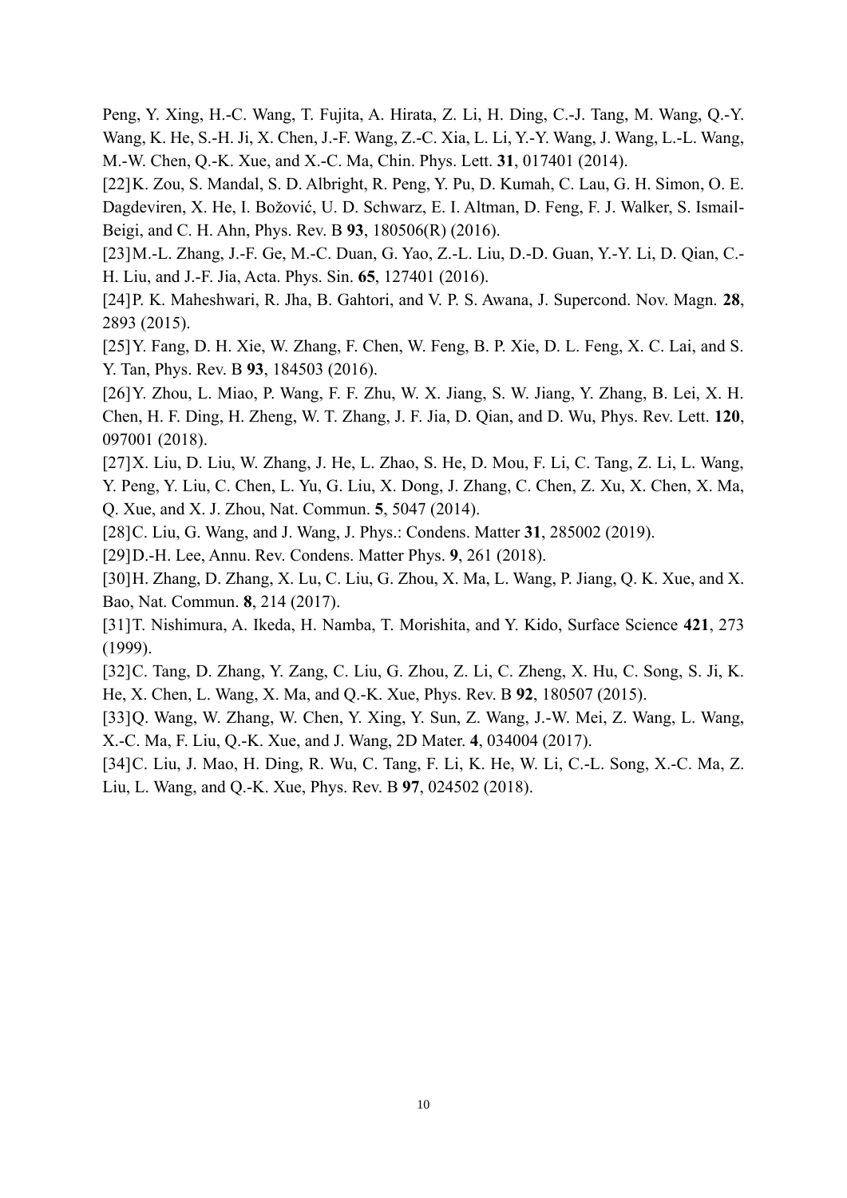Peng, Y. Xing, H.-C. Wang, T. Fujita, A. Hirata, Z. Li, H. Ding, C.-J. Tang, M. Wang, Q.-Y. Wang, K. He, S.-H. Ji, X. Chen, J.-F. Wang, Z.-C. Xia, L. Li, Y.-Y. Wang, J. Wang, L.-L. Wang, M.-W. Chen, Q.-K. Xue, and X.-C. Ma, Chin. Phys. Lett. **31**, 017401 (2014).

[22] K. Zou, S. Mandal, S. D. Albright, R. Peng, Y. Pu, D. Kumah, C. Lau, G. H. Simon, O. E. Dagdeviren, X. He, I. Božović, U. D. Schwarz, E. I. Altman, D. Feng, F. J. Walker, S. Ismail-Beigi, and C. H. Ahn, Phys. Rev. B **93**, 180506(R) (2016).

[23] M.-L. Zhang, J.-F. Ge, M.-C. Duan, G. Yao, Z.-L. Liu, D.-D. Guan, Y.-Y. Li, D. Qian, C.-H. Liu, and J.-F. Jia, Acta. Phys. Sin. **65**, 127401 (2016).

[24] P. K. Maheshwari, R. Jha, B. Gahtori, and V. P. S. Awana, J. Supercond. Nov. Magn. **28**, 2893 (2015).

[25] Y. Fang, D. H. Xie, W. Zhang, F. Chen, W. Feng, B. P. Xie, D. L. Feng, X. C. Lai, and S. Y. Tan, Phys. Rev. B **93**, 184503 (2016).

[26] Y. Zhou, L. Miao, P. Wang, F. F. Zhu, W. X. Jiang, S. W. Jiang, Y. Zhang, B. Lei, X. H. Chen, H. F. Ding, H. Zheng, W. T. Zhang, J. F. Jia, D. Qian, and D. Wu, Phys. Rev. Lett. **120**, 097001 (2018).

[27] X. Liu, D. Liu, W. Zhang, J. He, L. Zhao, S. He, D. Mou, F. Li, C. Tang, Z. Li, L. Wang, Y. Peng, Y. Liu, C. Chen, L. Yu, G. Liu, X. Dong, J. Zhang, C. Chen, Z. Xu, X. Chen, X. Ma, Q. Xue, and X. J. Zhou, Nat. Commun. **5**, 5047 (2014).

[28] C. Liu, G. Wang, and J. Wang, J. Phys.: Condens. Matter **31**, 285002 (2019).

[29] D.-H. Lee, Annu. Rev. Condens. Matter Phys. **9**, 261 (2018).

[30] H. Zhang, D. Zhang, X. Lu, C. Liu, G. Zhou, X. Ma, L. Wang, P. Jiang, Q. K. Xue, and X. Bao, Nat. Commun. **8**, 214 (2017).

[31] T. Nishimura, A. Ikeda, H. Namba, T. Morishita, and Y. Kido, Surface Science **421**, 273 (1999).

[32] C. Tang, D. Zhang, Y. Zang, C. Liu, G. Zhou, Z. Li, C. Zheng, X. Hu, C. Song, S. Ji, K. He, X. Chen, L. Wang, X. Ma, and Q.-K. Xue, Phys. Rev. B **92**, 180507 (2015).

[33] Q. Wang, W. Zhang, W. Chen, Y. Xing, Y. Sun, Z. Wang, J.-W. Mei, Z. Wang, L. Wang, X.-C. Ma, F. Liu, Q.-K. Xue, and J. Wang, 2D Mater. **4**, 034004 (2017).

[34] C. Liu, J. Mao, H. Ding, R. Wu, C. Tang, F. Li, K. He, W. Li, C.-L. Song, X.-C. Ma, Z. Liu, L. Wang, and Q.-K. Xue, Phys. Rev. B **97**, 024502 (2018).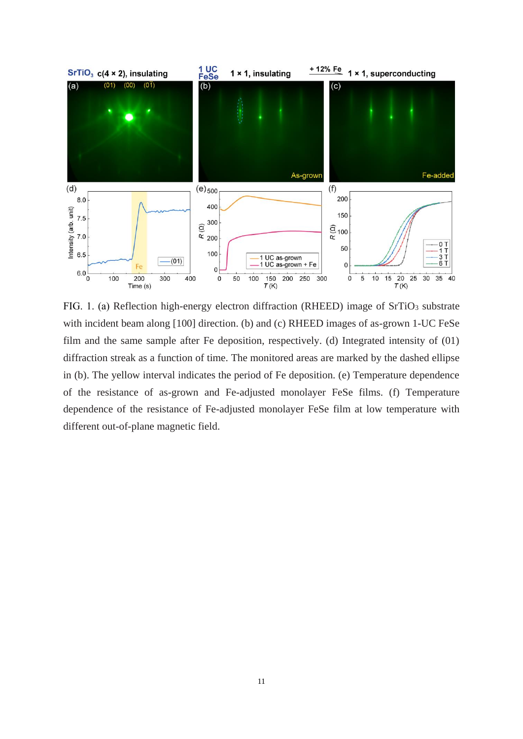FIG. 1. (a) Reflection high-energy electron diffraction (RHEED) image of $SrTiO_3$ substrate with incident beam along [100] direction. (b) and (c) RHEED images of as-grown 1-UC FeSe film and the same sample after Fe deposition, respectively. (d) Integrated intensity of (01) diffraction streak as a function of time. The monitored areas are marked by the dashed ellipse in (b). The yellow interval indicates the period of Fe deposition. (e) Temperature dependence of the resistance of as-grown and Fe-adjusted monolayer FeSe films. (f) Temperature dependence of the resistance of Fe-adjusted monolayer FeSe film at low temperature with different out-of-plane magnetic field.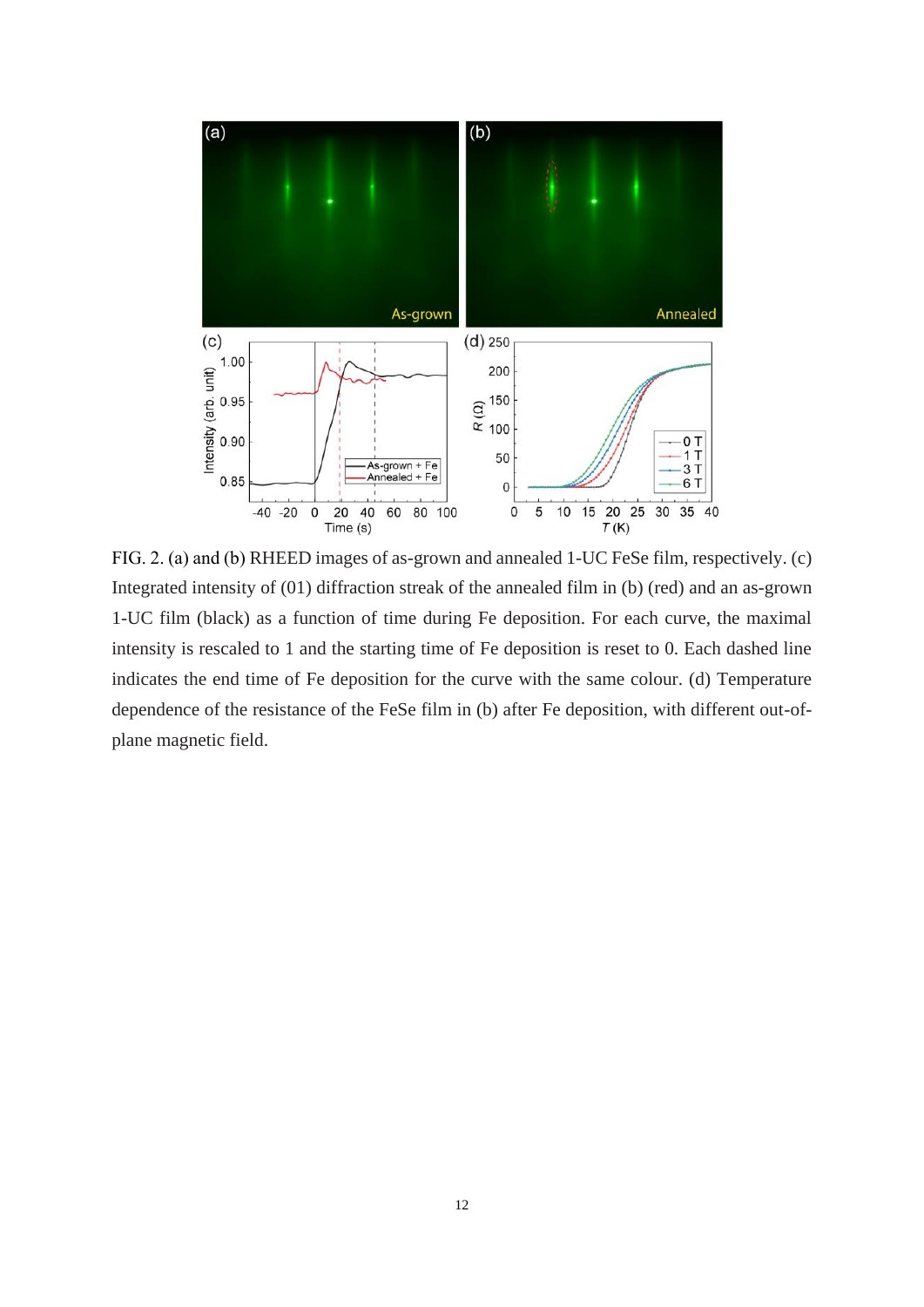FIG. 2. (a) and (b) RHEED images of as-grown and annealed 1-UC FeSe film, respectively. (c) Integrated intensity of (01) diffraction streak of the annealed film in (b) (red) and an as-grown 1-UC film (black) as a function of time during Fe deposition. For each curve, the maximal intensity is rescaled to 1 and the starting time of Fe deposition is reset to 0. Each dashed line indicates the end time of Fe deposition for the curve with the same colour. (d) Temperature dependence of the resistance of the FeSe film in (b) after Fe deposition, with different out-of-plane magnetic field.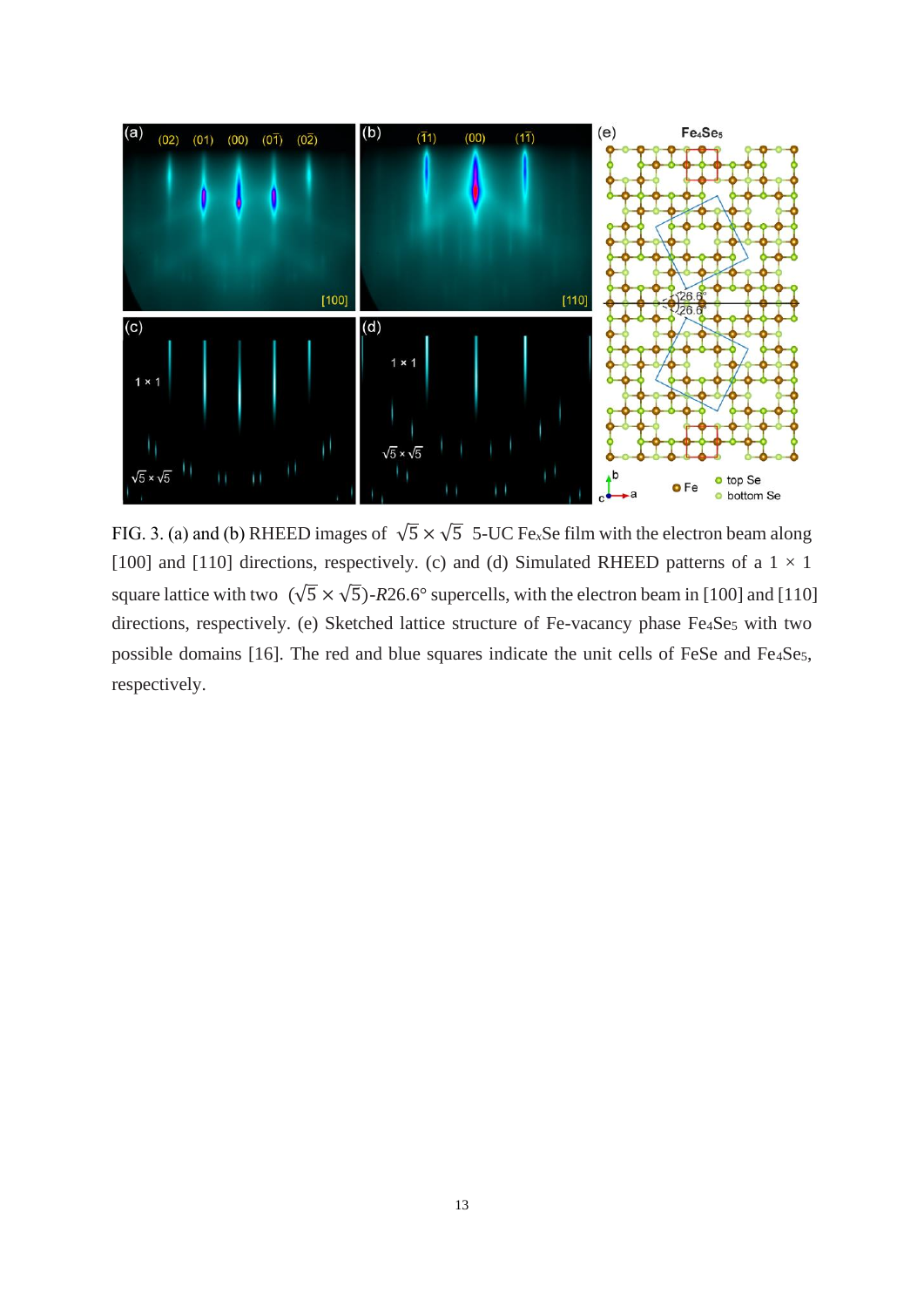FIG. 3. (a) and (b) RHEED images of $\sqrt{5} \times \sqrt{5}$ 5-UC $Fe_xSe$ film with the electron beam along [100] and [110] directions, respectively. (c) and (d) Simulated RHEED patterns of a 1 × 1 square lattice with two $(\sqrt{5} \times \sqrt{5})$-*R*26.6° supercells, with the electron beam in [100] and [110] directions, respectively. (e) Sketched lattice structure of Fe-vacancy phase $Fe_4Se_5$ with two possible domains [16]. The red and blue squares indicate the unit cells of FeSe and $Fe_4Se_5$, respectively.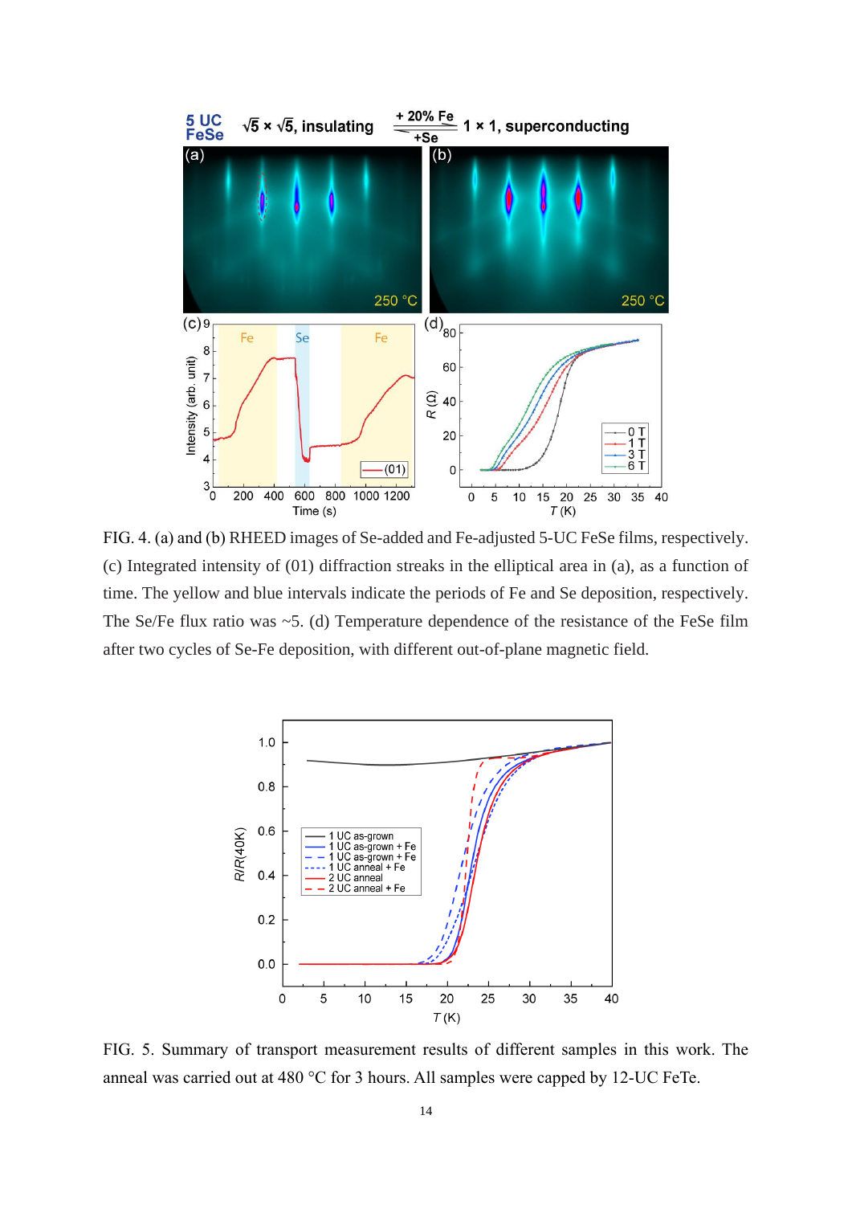5 UC FeSe

√5 × √5, insulating

+ 20% Fe

+Se

1 × 1, superconducting

(a)

250 °C

(b)

250 °C

(c)

Fe

Se

Fe

Intensity (arb. unit)

(01)

Time (s)

(d)

$R$ (Ω)

0 T

1 T

3 T

6 T

$T$ (K)

FIG. 4. (a) and (b) RHEED images of Se-added and Fe-adjusted 5-UC FeSe films, respectively. (c) Integrated intensity of (01) diffraction streaks in the elliptical area in (a), as a function of time. The yellow and blue intervals indicate the periods of Fe and Se deposition, respectively. The Se/Fe flux ratio was ~5. (d) Temperature dependence of the resistance of the FeSe film after two cycles of Se-Fe deposition, with different out-of-plane magnetic field.

$R/R$(40K)

1 UC as-grown

1 UC as-grown + Fe

1 UC as-grown + Fe

1 UC anneal + Fe

2 UC anneal

2 UC anneal + Fe

$T$ (K)

FIG. 5. Summary of transport measurement results of different samples in this work. The anneal was carried out at 480 °C for 3 hours. All samples were capped by 12-UC FeTe.